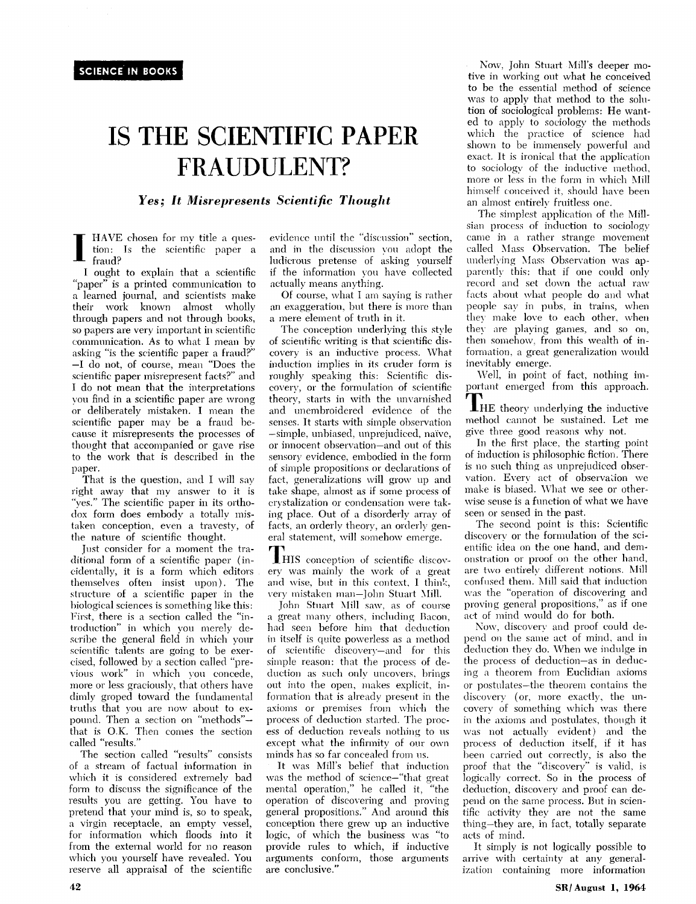SCIENCE IN BOOKS

# IS THE SCIENTIFIC PAPER FRAUDULENT?

### *Yes; It Misrepresents Scientific Thought*

I HAVE chosen for my title a question: Is the scientific paper a fraud?

I ought to explain that a scientific "paper" is a printed communication to a learned journal, and scientists make their work known almost wholly through papers and not through books, so papers are very important in scientific communication. As to what I mean by asking "is the scientific paper a fraud?" —I do not, of course, mean "Does the scientific paper misrepresent facts?" and I do not mean that the interpretations you find in a scientific paper are wrong or deliberately mistaken. I mean the scientific paper may be a fraud because it misrepresents the processes of thought that accompanied or gave rise to the work that is described in the paper.

That is the question, and I will say right away that my answer to it is "yes." The scientific paper in its orthodox form does embody a totally mistaken conception, even a travesty, of the nature of scientific thought.

Just consider for a moment the traditional form of a scientific paper (incidentally, it is a form which editors themselves often insist upon). The structure of a scientific paper in the biological sciences is something like this: First, there is a section called the "introduction" in which you merely describe the general field in which your scientific talents are going to be exercised, followed by a section called "previous work" in which you concede, more or less graciously, that others have dimly groped toward the fundamental truths that you are now about to expound. Then a section on "methods"—that is O.K. Then comes the section called "results."

The section called "results" consists of a stream of factual information in which it is considered extremely bad form to discuss the significance of the results you are getting. You have to pretend that your mind is, so to speak, a virgin receptacle, an empty vessel, for information which floods into it from the external world for no reason which you yourself have revealed. You reserve all appraisal of the scientific evidence until the "discussion" section, and in the discussion you adopt the ludicrous pretense of asking yourself if the information you have collected actually means anything.

Of course, what I am saying is rather an exaggeration, but there is more than a mere element of truth in it.

The conception underlying this style of scientific writing is that scientific discovery is an inductive process. What induction implies in its cruder form is roughly speaking this: Scientific discovery, or the formulation of scientific theory, starts in with the unvarnished and unembroidered evidence of the senses. It starts with simple observation —simple, unbiased, unprejudiced, naïve, or innocent observation—and out of this sensory evidence, embodied in the form of simple propositions or declarations of fact, generalizations will grow up and take shape, almost as if some process of crystalization or condensation were taking place. Out of a disorderly array of facts, an orderly theory, an orderly general statement, will somehow emerge.

THIS conception of scientific discovery was mainly the work of a great and wise, but in this context, I think, very mistaken man—John Stuart Mill.

John Stuart Mill saw, as of course a great many others, including Bacon, had seen before him that deduction in itself is quite powerless as a method of scientific discovery—and for this simple reason: that the process of deduction as such only uncovers, brings out into the open, makes explicit, information that is already present in the axioms or premises from which the process of deduction started. The process of deduction reveals nothing to us except what the infirmity of our own minds has so far concealed from us.

It was Mill's belief that induction was the method of science—"that great mental operation," he called it, "the operation of discovering and proving general propositions." And around this conception there grew up an inductive logic, of which the business was "to provide rules to which, if inductive arguments conform, those arguments are conclusive."

Now, John Stuart Mill's deeper motive in working out what he conceived to be the essential method of science was to apply that method to the solution of sociological problems: He wanted to apply to sociology the methods which the practice of science had shown to be immensely powerful and exact. It is ironical that the application to sociology of the inductive method, more or less in the form in which Mill himself conceived it, should have been an almost entirely fruitless one.

The simplest application of the Millsian process of induction to sociology came in a rather strange movement called Mass Observation. The belief underlying Mass Observation was apparently this: that if one could only record and set down the actual raw facts about what people do and what people say in pubs, in trains, when they make love to each other, when they are playing games, and so on, then somehow, from this wealth of information, a great generalization would inevitably emerge.

Well, in point of fact, nothing important emerged from this approach.

THE theory underlying the inductive method cannot be sustained. Let me give three good reasons why not.

In the first place, the starting point of induction is philosophic fiction. There is no such thing as unprejudiced observation. Every act of observation we make is biased. What we see or otherwise sense is a function of what we have seen or sensed in the past.

The second point is this: Scientific discovery or the formulation of the scientific idea on the one hand, and demonstration or proof on the other hand, are two entirely different notions. Mill confused them. Mill said that induction was the "operation of discovering and proving general propositions," as if one act of mind would do for both.

Now, discovery and proof could depend on the same act of mind, and in deduction they do. When we indulge in the process of deduction—as in deducing a theorem from Euclidian axioms or postulates—the theorem contains the discovery (or, more exactly, the uncovery of something which was there in the axioms and postulates, though it was not actually evident) and the process of deduction itself, if it has been carried out correctly, is also the proof that the "discovery" is valid, is logically correct. So in the process of deduction, discovery and proof can depend on the same process. But in scientific activity they are not the same thing—they are, in fact, totally separate acts of mind.

It simply is not logically possible to arrive with certainty at any generalization containing more information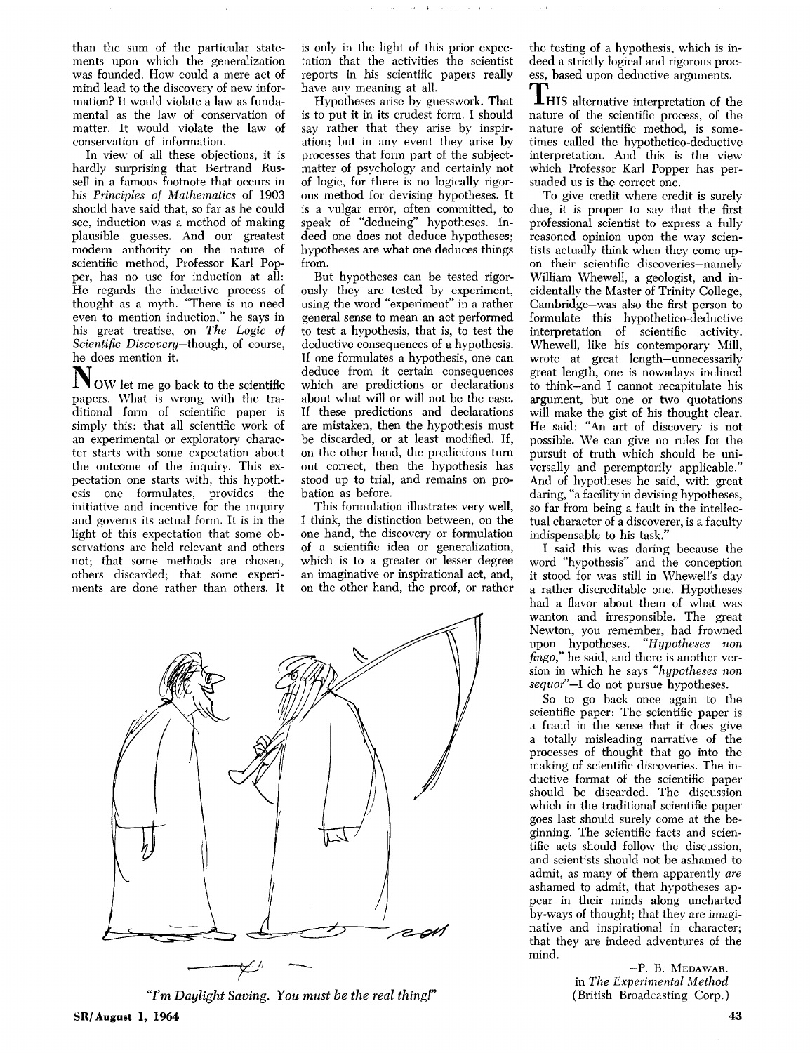than the sum of the particular statements upon which the generalization was founded. How could a mere act of mind lead to the discovery of new information? It would violate a law as fundamental as the law of conservation of matter. It would violate the law of conservation of information.

In view of all these objections, it is hardly surprising that Bertrand Russell in a famous footnote that occurs in his *Principles of Mathematics* of 1903 should have said that, so far as he could see, induction was a method of making plausible guesses. And our greatest modern authority on the nature of scientific method, Professor Karl Popper, has no use for induction at all: He regards the inductive process of thought as a myth. "There is no need even to mention induction," he says in his great treatise, on *The Logic of Scientific Discovery*—though, of course, he does mention it.

NOW let me go back to the scientific papers. What is wrong with the traditional form of scientific paper is simply this: that all scientific work of an experimental or exploratory character starts with some expectation about the outcome of the inquiry. This expectation one starts with, this hypothesis one formulates, provides the initiative and incentive for the inquiry and governs its actual form. It is in the light of this expectation that some observations are held relevant and others not; that some methods are chosen, others discarded; that some experiments are done rather than others. It is only in the light of this prior expectation that the activities the scientist reports in his scientific papers really have any meaning at all.

Hypotheses arise by guesswork. That is to put it in its crudest form. I should say rather that they arise by inspiration; but in any event they arise by processes that form part of the subject-matter of psychology and certainly not of logic, for there is no logically rigorous method for devising hypotheses. It is a vulgar error, often committed, to speak of "deducing" hypotheses. Indeed one does not deduce hypotheses; hypotheses are what one deduces things from.

But hypotheses can be tested rigorously—they are tested by experiment, using the word "experiment" in a rather general sense to mean an act performed to test a hypothesis, that is, to test the deductive consequences of a hypothesis. If one formulates a hypothesis, one can deduce from it certain consequences which are predictions or declarations about what will or will not be the case. If these predictions and declarations are mistaken, then the hypothesis must be discarded, or at least modified. If, on the other hand, the predictions turn out correct, then the hypothesis has stood up to trial, and remains on probation as before.

This formulation illustrates very well, I think, the distinction between, on the one hand, the discovery or formulation of a scientific idea or generalization, which is to a greater or lesser degree an imaginative or inspirational act, and, on the other hand, the proof, or rather the testing of a hypothesis, which is indeed a strictly logical and rigorous process, based upon deductive arguments.

THIS alternative interpretation of the nature of the scientific process, of the nature of scientific method, is sometimes called the hypothetico-deductive interpretation. And this is the view which Professor Karl Popper has persuaded us is the correct one.

To give credit where credit is surely due, it is proper to say that the first professional scientist to express a fully reasoned opinion upon the way scientists actually think when they come upon their scientific discoveries—namely William Whewell, a geologist, and incidentally the Master of Trinity College, Cambridge—was also the first person to formulate this hypothetico-deductive interpretation of scientific activity. Whewell, like his contemporary Mill, wrote at great length—unnecessarily great length, one is nowadays inclined to think—and I cannot recapitulate his argument, but one or two quotations will make the gist of his thought clear. He said: "An art of discovery is not possible. We can give no rules for the pursuit of truth which should be universally and peremptorily applicable." And of hypotheses he said, with great daring, "a facility in devising hypotheses, so far from being a fault in the intellectual character of a discoverer, is a faculty indispensable to his task."

I said this was daring because the word "hypothesis" and the conception it stood for was still in Whewell's day a rather discreditable one. Hypotheses had a flavor about them of what was wanton and irresponsible. The great Newton, you remember, had frowned upon hypotheses. *"Hypotheses non fingo,"* he said, and there is another version in which he says *"hypotheses non sequor"*—I do not pursue hypotheses.

So to go back once again to the scientific paper: The scientific paper is a fraud in the sense that it does give a totally misleading narrative of the processes of thought that go into the making of scientific discoveries. The inductive format of the scientific paper should be discarded. The discussion which in the traditional scientific paper goes last should surely come at the beginning. The scientific facts and scientific acts should follow the discussion, and scientists should not be ashamed to admit, as many of them apparently *are* ashamed to admit, that hypotheses appear in their minds along uncharted by-ways of thought; that they are imaginative and inspirational in character; that they are indeed adventures of the mind.

—P. B. MEDAWAR,
in *The Experimental Method*
(British Broadcasting Corp.)

*"I'm Daylight Saving. You must be the real thing!"*